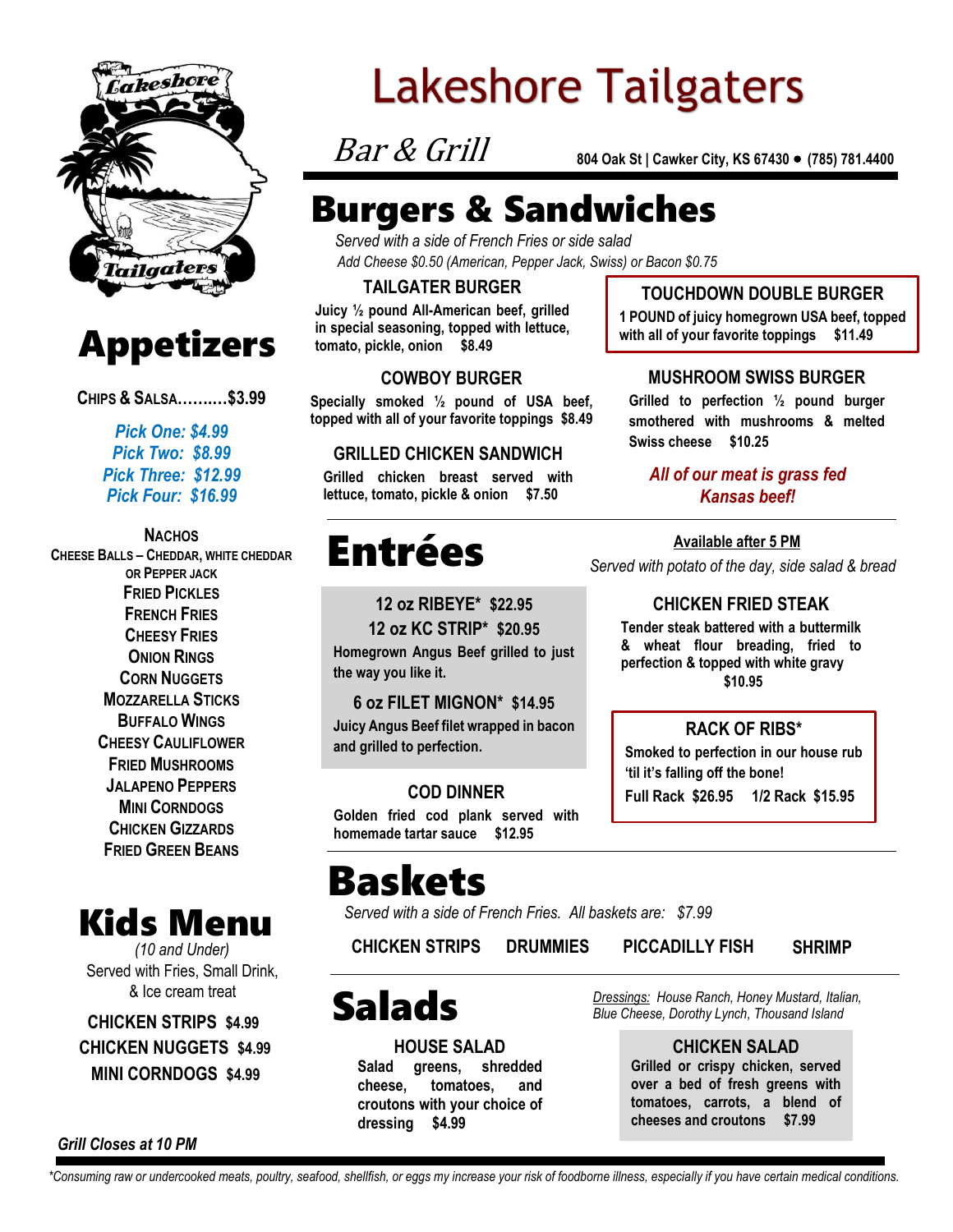# Lakeshore Tailgaters

*Bar & Grill*

**804 Oak St | Cawker City, KS 67430 • (785) 781.4400**

## Appetizers

**CHIPS & SALSA……….$3.99**

*Pick One: $4.99*
*Pick Two: $8.99*
*Pick Three: $12.99*
*Pick Four: $16.99*

**NACHOS**
**CHEESE BALLS – CHEDDAR, WHITE CHEDDAR OR PEPPER JACK**
**FRIED PICKLES**
**FRENCH FRIES**
**CHEESY FRIES**
**ONION RINGS**
**CORN NUGGETS**
**MOZZARELLA STICKS**
**BUFFALO WINGS**
**CHEESY CAULIFLOWER**
**FRIED MUSHROOMS**
**JALAPENO PEPPERS**
**MINI CORNDOGS**
**CHICKEN GIZZARDS**
**FRIED GREEN BEANS**

## Kids Menu

*(10 and Under)*

Served with Fries, Small Drink, & Ice cream treat

**CHICKEN STRIPS $4.99**
**CHICKEN NUGGETS $4.99**
**MINI CORNDOGS $4.99**

***Grill Closes at 10 PM***

## Burgers & Sandwiches

*Served with a side of French Fries or side salad*
*Add Cheese $0.50 (American, Pepper Jack, Swiss) or Bacon $0.75*

### TAILGATER BURGER

**Juicy ½ pound All-American beef, grilled in special seasoning, topped with lettuce, tomato, pickle, onion $8.49**

### COWBOY BURGER

**Specially smoked ½ pound of USA beef, topped with all of your favorite toppings $8.49**

### GRILLED CHICKEN SANDWICH

**Grilled chicken breast served with lettuce, tomato, pickle & onion $7.50**

### TOUCHDOWN DOUBLE BURGER

**1 POUND of juicy homegrown USA beef, topped with all of your favorite toppings $11.49**

### MUSHROOM SWISS BURGER

**Grilled to perfection ½ pound burger smothered with mushrooms & melted Swiss cheese $10.25**

***All of our meat is grass fed Kansas beef!***

## Entrées

**Available after 5 PM**

*Served with potato of the day, side salad & bread*

### 12 oz RIBEYE* $22.95
### 12 oz KC STRIP* $20.95

**Homegrown Angus Beef grilled to just the way you like it.**

### 6 oz FILET MIGNON* $14.95

**Juicy Angus Beef filet wrapped in bacon and grilled to perfection.**

### COD DINNER

**Golden fried cod plank served with homemade tartar sauce $12.95**

### CHICKEN FRIED STEAK

**Tender steak battered with a buttermilk & wheat flour breading, fried to perfection & topped with white gravy $10.95**

### RACK OF RIBS*

**Smoked to perfection in our house rub 'til it's falling off the bone!**
**Full Rack $26.95    1/2 Rack $15.95**

## Baskets

*Served with a side of French Fries. All baskets are: $7.99*

**CHICKEN STRIPS    DRUMMIES    PICCADILLY FISH    SHRIMP**

## Salads

*Dressings: House Ranch, Honey Mustard, Italian, Blue Cheese, Dorothy Lynch, Thousand Island*

### HOUSE SALAD

**Salad greens, shredded cheese, tomatoes, and croutons with your choice of dressing $4.99**

### CHICKEN SALAD

**Grilled or crispy chicken, served over a bed of fresh greens with tomatoes, carrots, a blend of cheeses and croutons $7.99**

*\*Consuming raw or undercooked meats, poultry, seafood, shellfish, or eggs my increase your risk of foodborne illness, especially if you have certain medical conditions.*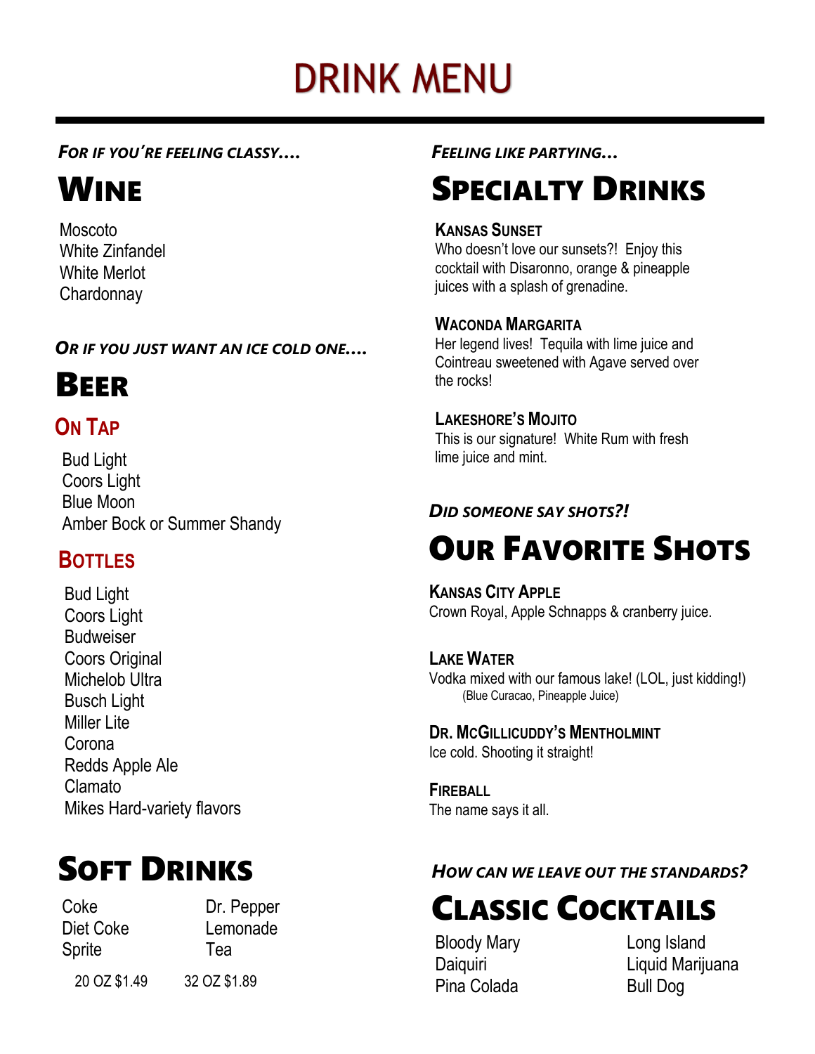# DRINK MENU

*For if you're feeling classy….*

## Wine

Moscoto
White Zinfandel
White Merlot
Chardonnay

*Or if you just want an ice cold one….*

## Beer

### On Tap

Bud Light
Coors Light
Blue Moon
Amber Bock or Summer Shandy

### Bottles

Bud Light
Coors Light
Budweiser
Coors Original
Michelob Ultra
Busch Light
Miller Lite
Corona
Redds Apple Ale
Clamato
Mikes Hard-variety flavors

## Soft Drinks

Coke
Diet Coke
Sprite
Dr. Pepper
Lemonade
Tea

20 OZ $1.49    32 OZ $1.89

*Feeling like partying…*

## Specialty Drinks

**Kansas Sunset**
Who doesn't love our sunsets?! Enjoy this cocktail with Disaronno, orange & pineapple juices with a splash of grenadine.

**Waconda Margarita**
Her legend lives! Tequila with lime juice and Cointreau sweetened with Agave served over the rocks!

**Lakeshore's Mojito**
This is our signature! White Rum with fresh lime juice and mint.

*Did someone say shots?!*

## Our Favorite Shots

**Kansas City Apple**
Crown Royal, Apple Schnapps & cranberry juice.

**Lake Water**
Vodka mixed with our famous lake! (LOL, just kidding!)
(Blue Curacao, Pineapple Juice)

**Dr. McGillicuddy's Mentholmint**
Ice cold. Shooting it straight!

**Fireball**
The name says it all.

*How can we leave out the standards?*

## Classic Cocktails

Bloody Mary
Daiquiri
Pina Colada
Long Island
Liquid Marijuana
Bull Dog